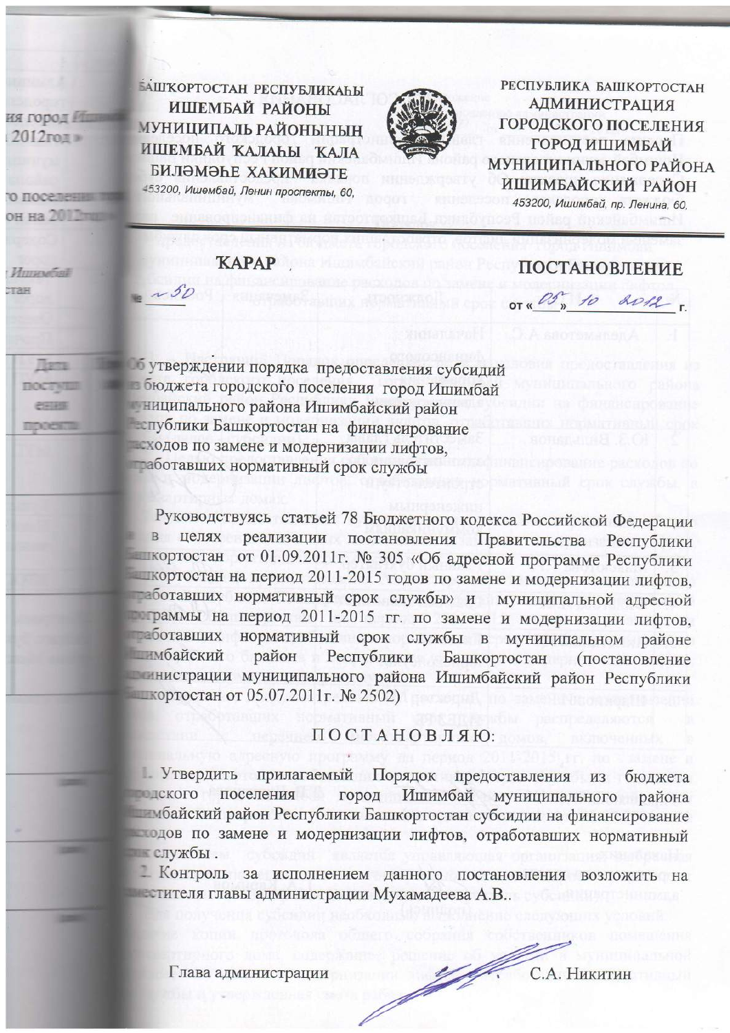БАШҠОРТОСТАН РЕСПУБЛИКАҺЫ
ИШЕМБАЙ РАЙОНЫ
МУНИЦИПАЛЬ РАЙОНЫНЫҢ
ИШЕМБАЙ ҠАЛАҺЫ ҠАЛА
БИЛӘМӘҺЕ ХАКИМИӘТЕ
453200, Ишембай, Ләнин проспекты, 60,

РЕСПУБЛИКА БАШКОРТОСТАН
АДМИНИСТРАЦИЯ
ГОРОДСКОГО ПОСЕЛЕНИЯ
ГОРОД ИШИМБАЙ
МУНИЦИПАЛЬНОГО РАЙОНА
ИШИМБАЙСКИЙ РАЙОН
453200, Ишимбай, пр. Ленина, 60,

**КАРАР** **ПОСТАНОВЛЕНИЕ**

№ 50 от «05» 10 2012 г.

**Об утверждении порядка предоставления субсидий из бюджета городского поселения город Ишимбай муниципального района Ишимбайский район Республики Башкортостан на финансирование расходов по замене и модернизации лифтов, отработавших нормативный срок службы**

Руководствуясь статьей 78 Бюджетного кодекса Российской Федерации в целях реализации постановления Правительства Республики Башкортостан от 01.09.2011г. № 305 «Об адресной программе Республики Башкортостан на период 2011-2015 годов по замене и модернизации лифтов, отработавших нормативный срок службы» и муниципальной адресной программы на период 2011-2015 гг. по замене и модернизации лифтов, отработавших нормативный срок службы в муниципальном районе Ишимбайский район Республики Башкортостан (постановление администрации муниципального района Ишимбайский район Республики Башкортостан от 05.07.2011г. № 2502)

П О С Т А Н О В Л Я Ю:

1. Утвердить прилагаемый Порядок предоставления из бюджета городского поселения город Ишимбай муниципального района Ишимбайский район Республики Башкортостан субсидии на финансирование расходов по замене и модернизации лифтов, отработавших нормативный срок службы.
2. Контроль за исполнением данного постановления возложить на заместителя главы администрации Мухамадеева А.В..

Глава администрации С.А. Никитин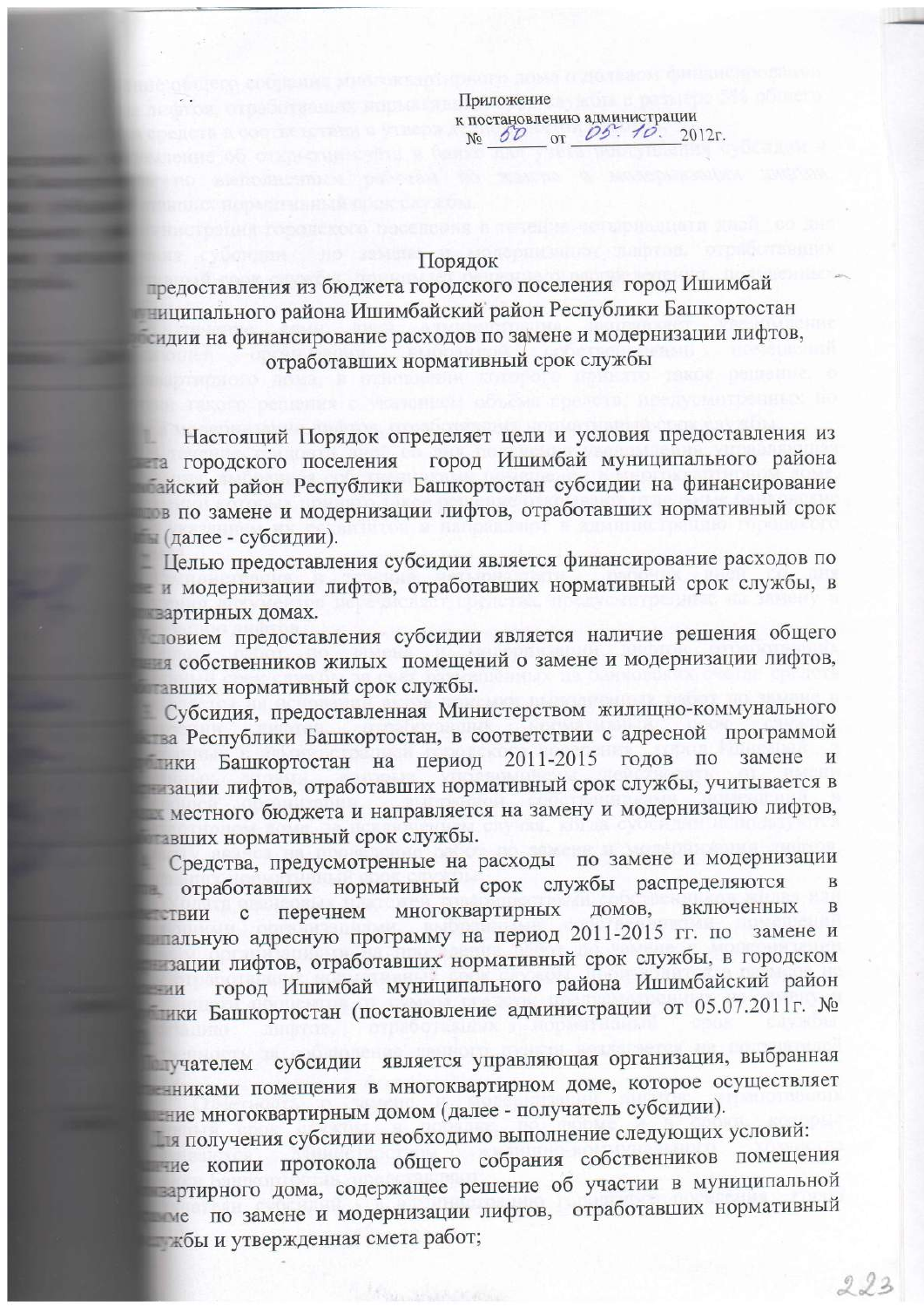Приложение
к постановлению администрации
№ 60 от 05.10. 2012г.

# Порядок
## предоставления из бюджета городского поселения город Ишимбай муниципального района Ишимбайский район Республики Башкортостан субсидии на финансирование расходов по замене и модернизации лифтов, отработавших нормативный срок службы

1. Настоящий Порядок определяет цели и условия предоставления из бюджета городского поселения город Ишимбай муниципального района Ишимбайский район Республики Башкортостан субсидии на финансирование расходов по замене и модернизации лифтов, отработавших нормативный срок службы (далее - субсидии).

2. Целью предоставления субсидии является финансирование расходов по замене и модернизации лифтов, отработавших нормативный срок службы, в многоквартирных домах.

Условием предоставления субсидии является наличие решения общего собрания собственников жилых помещений о замене и модернизации лифтов, отработавших нормативный срок службы.

3. Субсидия, предоставленная Министерством жилищно-коммунального хозяйства Республики Башкортостан, в соответствии с адресной программой Республики Башкортостан на период 2011-2015 годов по замене и модернизации лифтов, отработавших нормативный срок службы, учитывается в доходах местного бюджета и направляется на замену и модернизацию лифтов, отработавших нормативный срок службы.

4. Средства, предусмотренные на расходы по замене и модернизации лифтов, отработавших нормативный срок службы распределяются в соответствии с перечнем многоквартирных домов, включенных в муниципальную адресную программу на период 2011-2015 гг. по замене и модернизации лифтов, отработавших нормативный срок службы, в городском поселении город Ишимбай муниципального района Ишимбайский район Республики Башкортостан (постановление администрации от 05.07.2011г. №

5. Получателем субсидии является управляющая организация, выбранная собственниками помещения в многоквартирном доме, которое осуществляет управление многоквартирным домом (далее - получатель субсидии).

6. Для получения субсидии необходимо выполнение следующих условий:

- наличие копии протокола общего собрания собственников помещения многоквартирного дома, содержащее решение об участии в муниципальной программе по замене и модернизации лифтов, отработавших нормативный срок службы и утвержденная смета работ;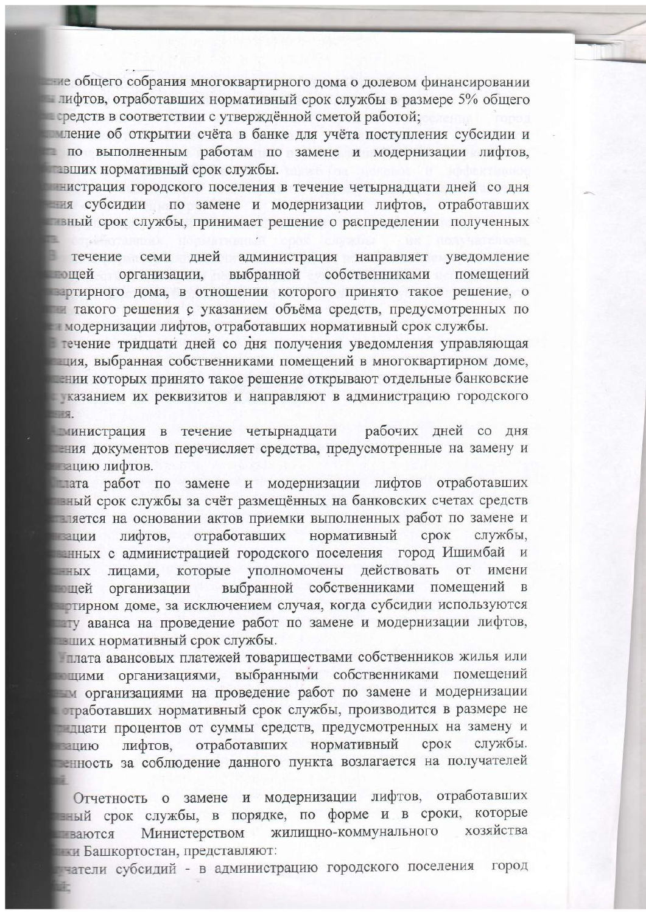...ение общего собрания многоквартирного дома о долевом финансировании ...ы лифтов, отработавших нормативный срок службы в размере 5% общего ...а средств в соответствии с утверждённой сметой работой;

...домление об открытии счёта в банке для учёта поступления субсидии и ...а по выполненным работам по замене и модернизации лифтов, ...тавших нормативный срок службы.

...министрация городского поселения в течение четырнадцати дней со дня ...ния субсидии по замене и модернизации лифтов, отработавших ...ивный срок службы, принимает решение о распределении полученных ...

В течение семи дней администрация направляет уведомление ...яющей организации, выбранной собственниками помещений ...вартирного дома, в отношении которого принято такое решение, о ...ии такого решения с указанием объёма средств, предусмотренных по ...и модернизации лифтов, отработавших нормативный срок службы.

В течение тридцати дней со дня получения уведомления управляющая ...зация, выбранная собственниками помещений в многоквартирном доме, ...шении которых принято такое решение открывают отдельные банковские ...с указанием их реквизитов и направляют в администрацию городского ...ния.

Администрация в течение четырнадцати рабочих дней со дня ...ения документов перечисляет средства, предусмотренные на замену и ...изацию лифтов.

...плата работ по замене и модернизации лифтов отработавших ...ивный срок службы за счёт размещённых на банковских счетах средств ...ляется на основании актов приемки выполненных работ по замене и ...изации лифтов, отработавших нормативный срок службы, ...анных с администрацией городского поселения город Ишимбай и ...нных лицами, которые уполномочены действовать от имени ...яющей организации выбранной собственниками помещений в ...ртирном доме, за исключением случая, когда субсидии используются ...ату аванса на проведение работ по замене и модернизации лифтов, ...вших нормативный срок службы.

...плата авансовых платежей товариществами собственников жилья или ...яющими организациями, выбранными собственниками помещений ...ым организациями на проведение работ по замене и модернизации ...отработавших нормативный срок службы, производится в размере не ...идцати процентов от суммы средств, предусмотренных на замену и ...изацию лифтов, отработавших нормативный срок службы. ...венность за соблюдение данного пункта возлагается на получателей ...ий.

Отчетность о замене и модернизации лифтов, отработавших ...ивный срок службы, в порядке, по форме и в сроки, которые ...иваются Министерством жилищно-коммунального хозяйства ...ики Башкортостан, представляют:

...учатели субсидий - в администрацию городского поселения город ...ай;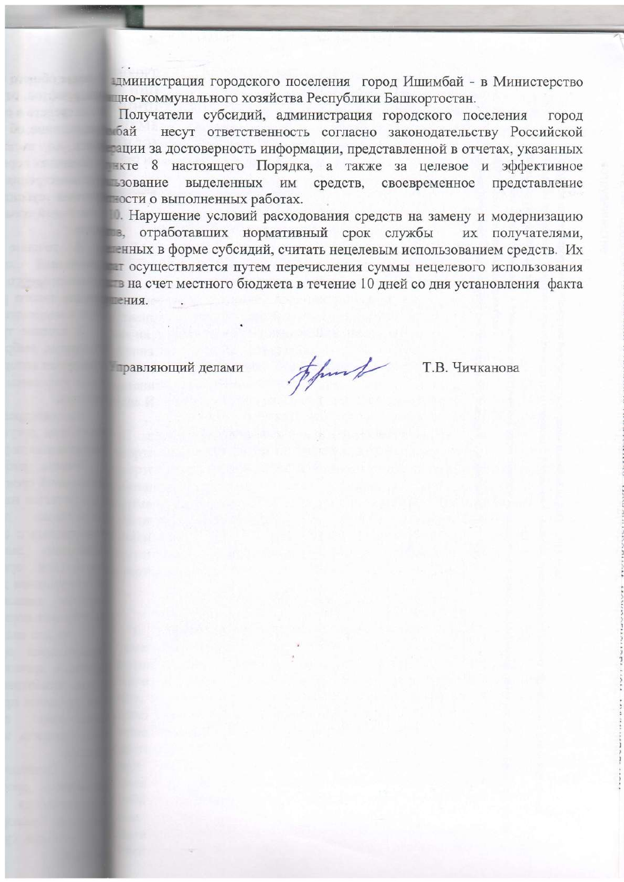администрация городского поселения город Ишимбай - в Министерство щно-коммунального хозяйства Республики Башкортостан.

Получатели субсидий, администрация городского поселения город мбай несут ответственность согласно законодательству Российской рации за достоверность информации, представленной в отчетах, указанных нкте 8 настоящего Порядка, а также за целевое и эффективное льзование выделенных им средств, своевременное представление ности о выполненных работах.

10. Нарушение условий расходования средств на замену и модернизацию ов, отработавших нормативный срок службы их получателями, енных в форме субсидий, считать нецелевым использованием средств. Их ат осуществляется путем перечисления суммы нецелевого использования тв на счет местного бюджета в течение 10 дней со дня установления факта шения.

Управляющий делами Т.В. Чичканова